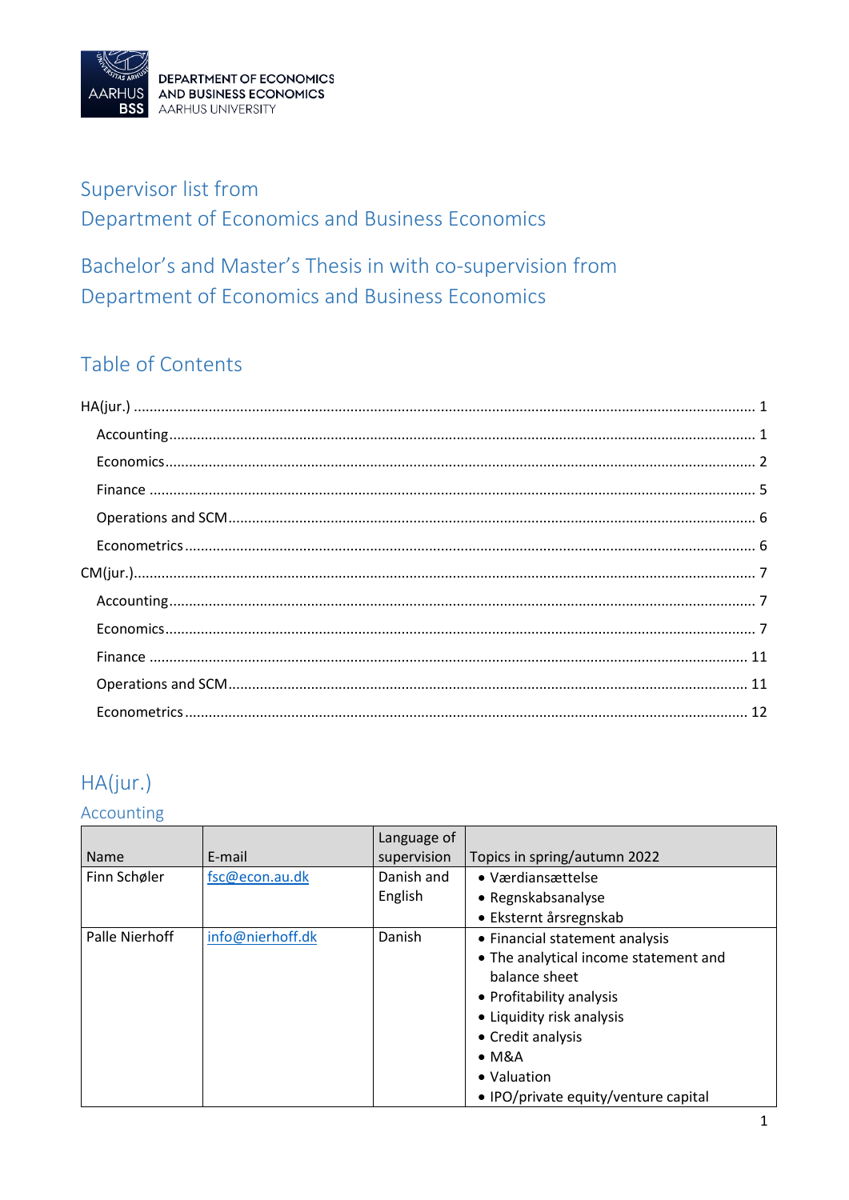DEPARTMENT OF ECONOMICS AND BUSINESS ECONOMICS
AARHUS UNIVERSITY

# Supervisor list from Department of Economics and Business Economics

# Bachelor's and Master's Thesis in with co-supervision from Department of Economics and Business Economics

## Table of Contents

HA(jur.) ..... 1
- Accounting ..... 1
- Economics ..... 2
- Finance ..... 5
- Operations and SCM ..... 6
- Econometrics ..... 6

CM(jur.) ..... 7
- Accounting ..... 7
- Economics ..... 7
- Finance ..... 11
- Operations and SCM ..... 11
- Econometrics ..... 12

## HA(jur.)

### Accounting

| Name | E-mail | Language of supervision | Topics in spring/autumn 2022 |
|---|---|---|---|
| Finn Schøler | fsc@econ.au.dk | Danish and English | • Værdiansættelse<br>• Regnskabsanalyse<br>• Eksternt årsregnskab |
| Palle Nierhoff | info@nierhoff.dk | Danish | • Financial statement analysis<br>• The analytical income statement and balance sheet<br>• Profitability analysis<br>• Liquidity risk analysis<br>• Credit analysis<br>• M&A<br>• Valuation<br>• IPO/private equity/venture capital |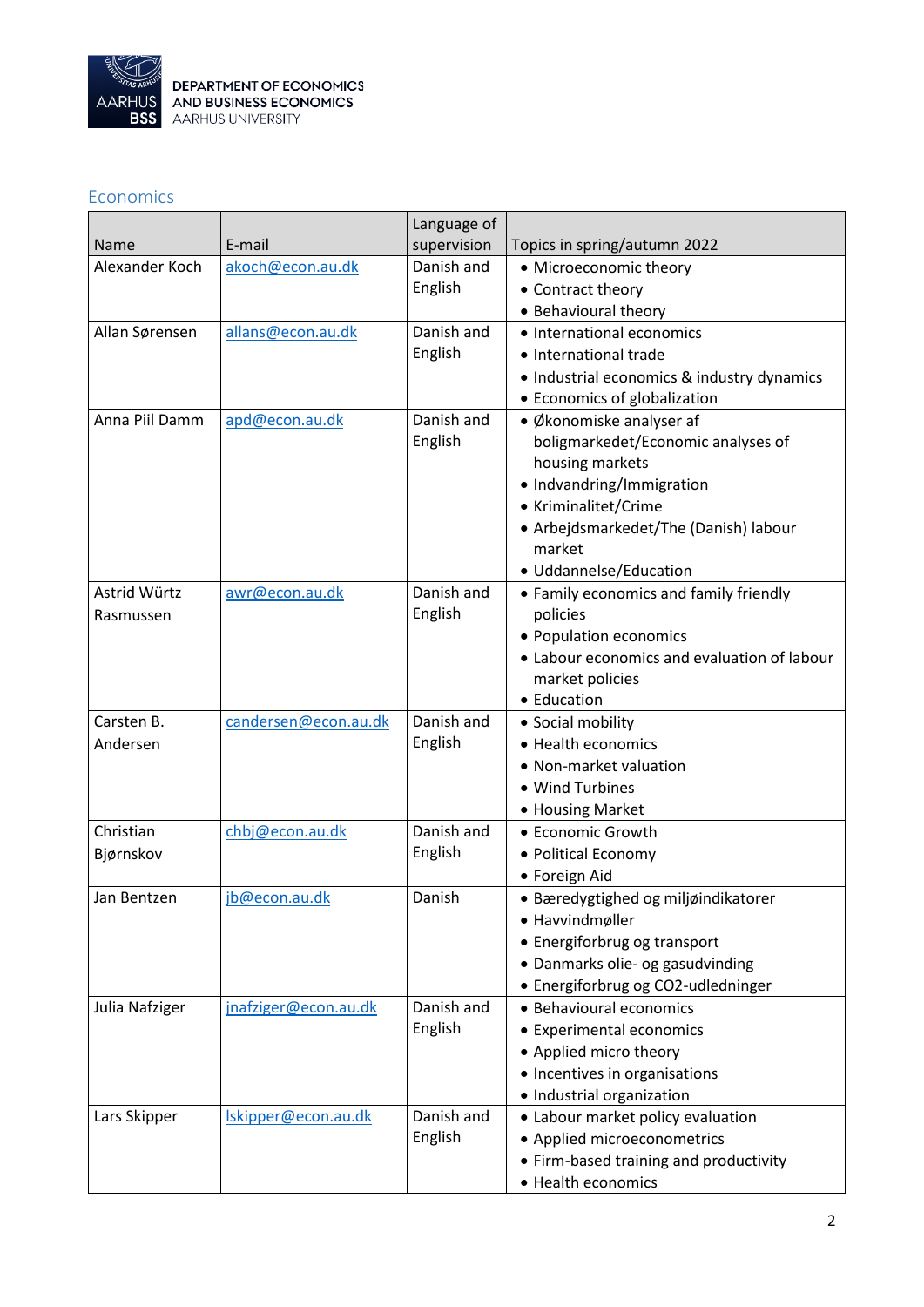DEPARTMENT OF ECONOMICS AND BUSINESS ECONOMICS
AARHUS UNIVERSITY

## Economics

| Name | E-mail | Language of supervision | Topics in spring/autumn 2022 |
|---|---|---|---|
| Alexander Koch | akoch@econ.au.dk | Danish and English | • Microeconomic theory<br>• Contract theory<br>• Behavioural theory |
| Allan Sørensen | allans@econ.au.dk | Danish and English | • International economics<br>• International trade<br>• Industrial economics & industry dynamics<br>• Economics of globalization |
| Anna Piil Damm | apd@econ.au.dk | Danish and English | • Økonomiske analyser af boligmarkedet/Economic analyses of housing markets<br>• Indvandring/Immigration<br>• Kriminalitet/Crime<br>• Arbejdsmarkedet/The (Danish) labour market<br>• Uddannelse/Education |
| Astrid Würtz Rasmussen | awr@econ.au.dk | Danish and English | • Family economics and family friendly policies<br>• Population economics<br>• Labour economics and evaluation of labour market policies<br>• Education |
| Carsten B. Andersen | candersen@econ.au.dk | Danish and English | • Social mobility<br>• Health economics<br>• Non-market valuation<br>• Wind Turbines<br>• Housing Market |
| Christian Bjørnskov | chbj@econ.au.dk | Danish and English | • Economic Growth<br>• Political Economy<br>• Foreign Aid |
| Jan Bentzen | jb@econ.au.dk | Danish | • Bæredygtighed og miljøindikatorer<br>• Havvindmøller<br>• Energiforbrug og transport<br>• Danmarks olie- og gasudvinding<br>• Energiforbrug og CO2-udledninger |
| Julia Nafziger | jnafziger@econ.au.dk | Danish and English | • Behavioural economics<br>• Experimental economics<br>• Applied micro theory<br>• Incentives in organisations<br>• Industrial organization |
| Lars Skipper | lskipper@econ.au.dk | Danish and English | • Labour market policy evaluation<br>• Applied microeconometrics<br>• Firm-based training and productivity<br>• Health economics |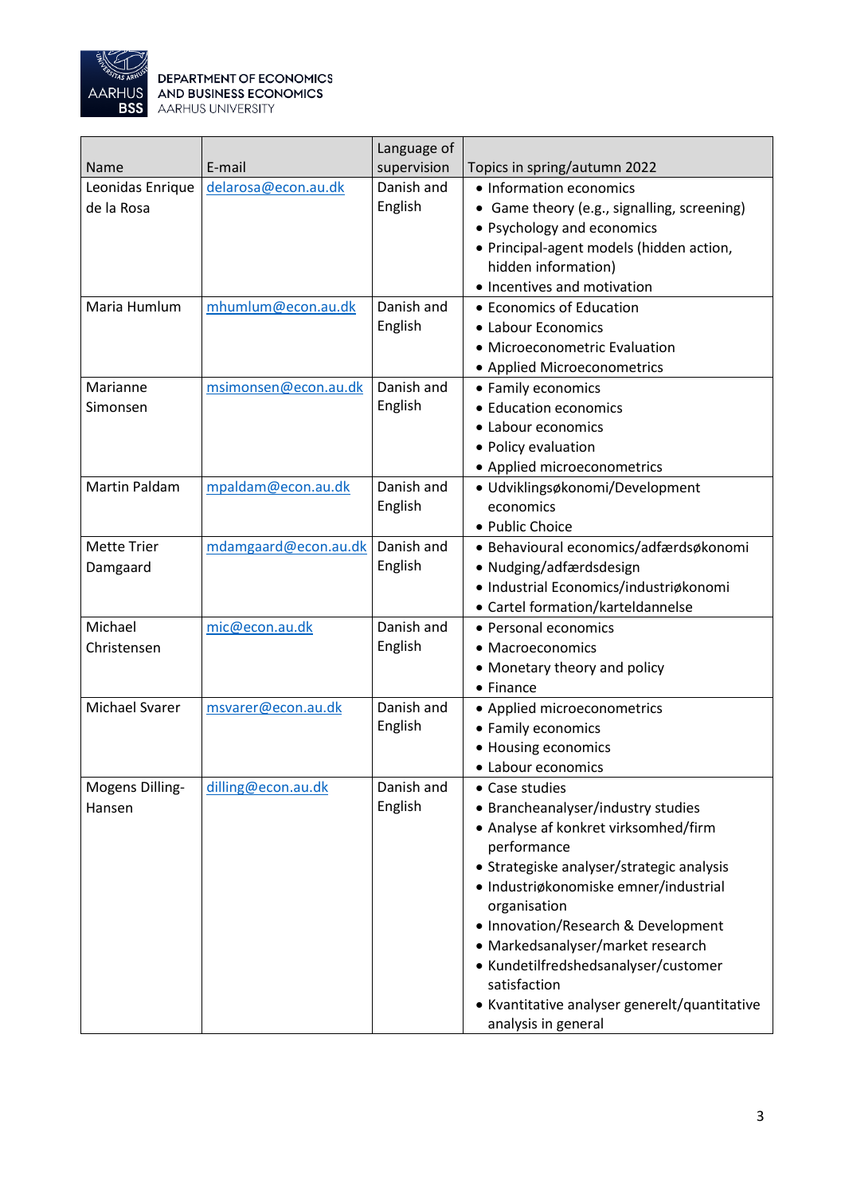DEPARTMENT OF ECONOMICS AND BUSINESS ECONOMICS
AARHUS UNIVERSITY

| Name | E-mail | Language of supervision | Topics in spring/autumn 2022 |
|---|---|---|---|
| Leonidas Enrique de la Rosa | delarosa@econ.au.dk | Danish and English | • Information economics<br>• Game theory (e.g., signalling, screening)<br>• Psychology and economics<br>• Principal-agent models (hidden action, hidden information)<br>• Incentives and motivation |
| Maria Humlum | mhumlum@econ.au.dk | Danish and English | • Economics of Education<br>• Labour Economics<br>• Microeconometric Evaluation<br>• Applied Microeconometrics |
| Marianne Simonsen | msimonsen@econ.au.dk | Danish and English | • Family economics<br>• Education economics<br>• Labour economics<br>• Policy evaluation<br>• Applied microeconometrics |
| Martin Paldam | mpaldam@econ.au.dk | Danish and English | • Udviklingsøkonomi/Development economics<br>• Public Choice |
| Mette Trier Damgaard | mdamgaard@econ.au.dk | Danish and English | • Behavioural economics/adfærdsøkonomi<br>• Nudging/adfærdsdesign<br>• Industrial Economics/industriøkonomi<br>• Cartel formation/karteldannelse |
| Michael Christensen | mic@econ.au.dk | Danish and English | • Personal economics<br>• Macroeconomics<br>• Monetary theory and policy<br>• Finance |
| Michael Svarer | msvarer@econ.au.dk | Danish and English | • Applied microeconometrics<br>• Family economics<br>• Housing economics<br>• Labour economics |
| Mogens Dilling-Hansen | dilling@econ.au.dk | Danish and English | • Case studies<br>• Brancheanalyser/industry studies<br>• Analyse af konkret virksomhed/firm performance<br>• Strategiske analyser/strategic analysis<br>• Industriøkonomiske emner/industrial organisation<br>• Innovation/Research & Development<br>• Markedsanalyser/market research<br>• Kundetilfredshedsanalyser/customer satisfaction<br>• Kvantitative analyser generelt/quantitative analysis in general |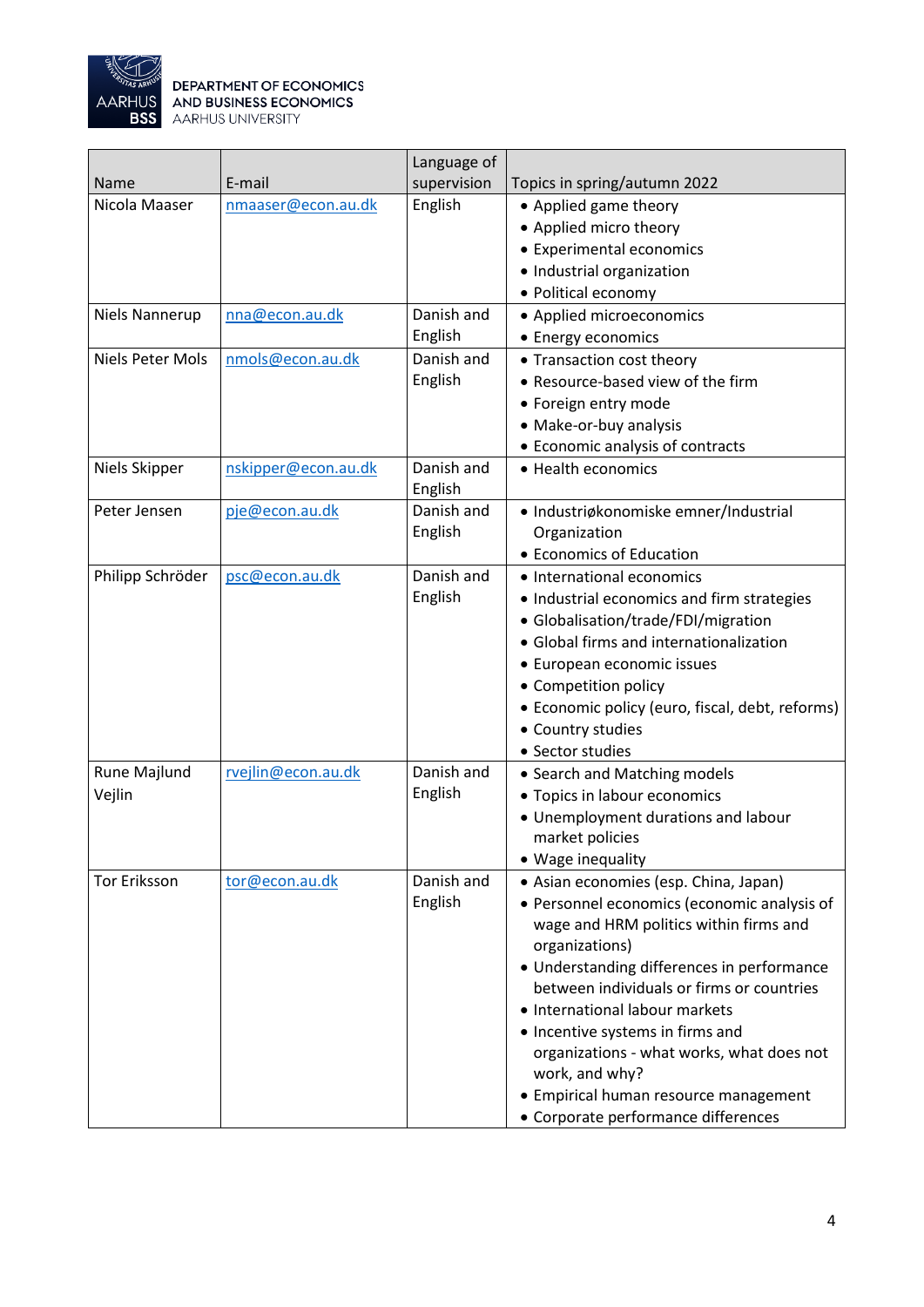DEPARTMENT OF ECONOMICS AND BUSINESS ECONOMICS
AARHUS UNIVERSITY

| Name | E-mail | Language of supervision | Topics in spring/autumn 2022 |
|---|---|---|---|
| Nicola Maaser | nmaaser@econ.au.dk | English | • Applied game theory<br>• Applied micro theory<br>• Experimental economics<br>• Industrial organization<br>• Political economy |
| Niels Nannerup | nna@econ.au.dk | Danish and English | • Applied microeconomics<br>• Energy economics |
| Niels Peter Mols | nmols@econ.au.dk | Danish and English | • Transaction cost theory<br>• Resource-based view of the firm<br>• Foreign entry mode<br>• Make-or-buy analysis<br>• Economic analysis of contracts |
| Niels Skipper | nskipper@econ.au.dk | Danish and English | • Health economics |
| Peter Jensen | pje@econ.au.dk | Danish and English | • Industriøkonomiske emner/Industrial Organization<br>• Economics of Education |
| Philipp Schröder | psc@econ.au.dk | Danish and English | • International economics<br>• Industrial economics and firm strategies<br>• Globalisation/trade/FDI/migration<br>• Global firms and internationalization<br>• European economic issues<br>• Competition policy<br>• Economic policy (euro, fiscal, debt, reforms)<br>• Country studies<br>• Sector studies |
| Rune Majlund Vejlin | rvejlin@econ.au.dk | Danish and English | • Search and Matching models<br>• Topics in labour economics<br>• Unemployment durations and labour market policies<br>• Wage inequality |
| Tor Eriksson | tor@econ.au.dk | Danish and English | • Asian economies (esp. China, Japan)<br>• Personnel economics (economic analysis of wage and HRM politics within firms and organizations)<br>• Understanding differences in performance between individuals or firms or countries<br>• International labour markets<br>• Incentive systems in firms and organizations - what works, what does not work, and why?<br>• Empirical human resource management<br>• Corporate performance differences |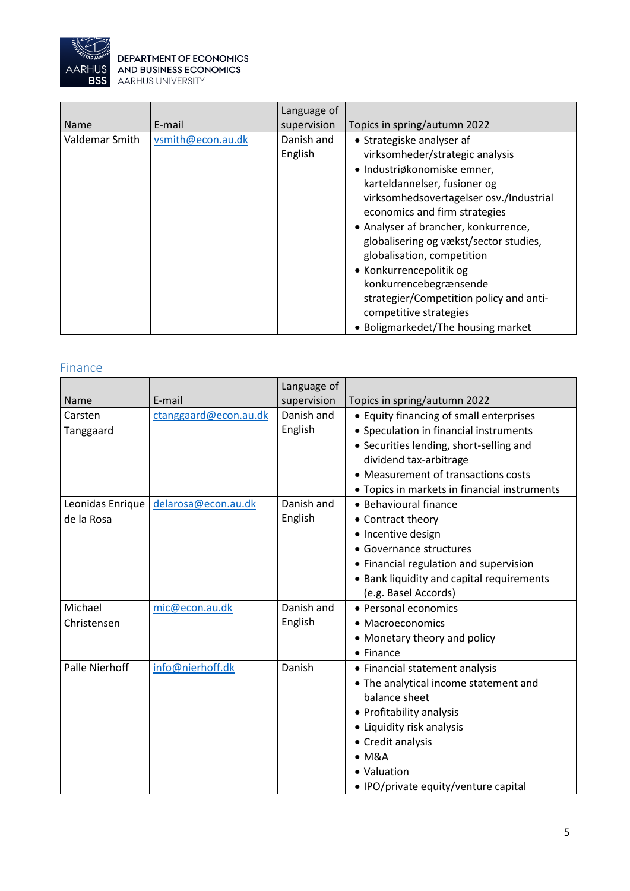| Name | E-mail | Language of supervision | Topics in spring/autumn 2022 |
|---|---|---|---|
| Valdemar Smith | vsmith@econ.au.dk | Danish and English | • Strategiske analyser af virksomheder/strategic analysis<br>• Industriøkonomiske emner, karteldannelser, fusioner og virksomhedsovertagelser osv./Industrial economics and firm strategies<br>• Analyser af brancher, konkurrence, globalisering og vækst/sector studies, globalisation, competition<br>• Konkurrencepolitik og konkurrencebegrænsende strategier/Competition policy and anti-competitive strategies<br>• Boligmarkedet/The housing market |

## Finance

| Name | E-mail | Language of supervision | Topics in spring/autumn 2022 |
|---|---|---|---|
| Carsten Tanggaard | ctanggaard@econ.au.dk | Danish and English | • Equity financing of small enterprises<br>• Speculation in financial instruments<br>• Securities lending, short-selling and dividend tax-arbitrage<br>• Measurement of transactions costs<br>• Topics in markets in financial instruments |
| Leonidas Enrique de la Rosa | delarosa@econ.au.dk | Danish and English | • Behavioural finance<br>• Contract theory<br>• Incentive design<br>• Governance structures<br>• Financial regulation and supervision<br>• Bank liquidity and capital requirements (e.g. Basel Accords) |
| Michael Christensen | mic@econ.au.dk | Danish and English | • Personal economics<br>• Macroeconomics<br>• Monetary theory and policy<br>• Finance |
| Palle Nierhoff | info@nierhoff.dk | Danish | • Financial statement analysis<br>• The analytical income statement and balance sheet<br>• Profitability analysis<br>• Liquidity risk analysis<br>• Credit analysis<br>• M&A<br>• Valuation<br>• IPO/private equity/venture capital |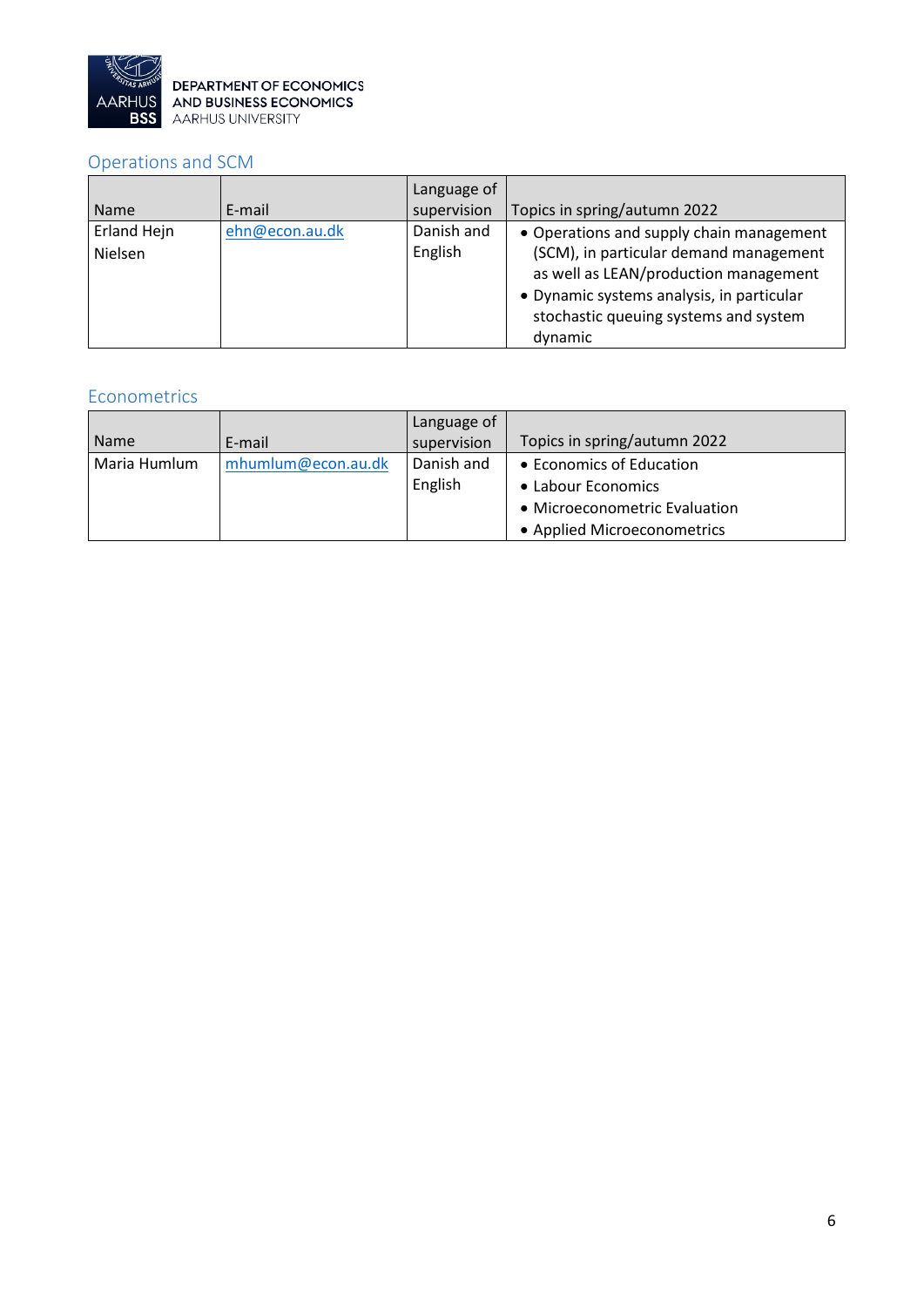DEPARTMENT OF ECONOMICS AND BUSINESS ECONOMICS
AARHUS UNIVERSITY

## Operations and SCM

| Name | E-mail | Language of supervision | Topics in spring/autumn 2022 |
|---|---|---|---|
| Erland Hejn Nielsen | ehn@econ.au.dk | Danish and English | • Operations and supply chain management (SCM), in particular demand management as well as LEAN/production management<br>• Dynamic systems analysis, in particular stochastic queuing systems and system dynamic |

## Econometrics

| Name | E-mail | Language of supervision | Topics in spring/autumn 2022 |
|---|---|---|---|
| Maria Humlum | mhumlum@econ.au.dk | Danish and English | • Economics of Education<br>• Labour Economics<br>• Microeconometric Evaluation<br>• Applied Microeconometrics |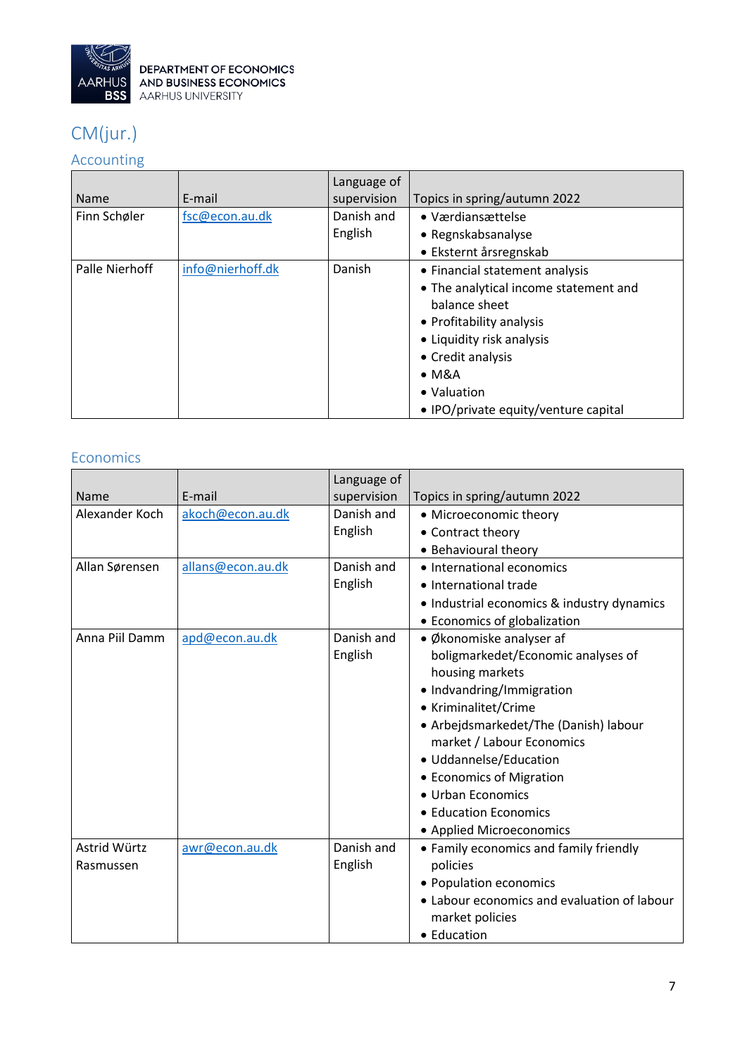DEPARTMENT OF ECONOMICS AND BUSINESS ECONOMICS
AARHUS UNIVERSITY

# CM(jur.)

## Accounting

| Name | E-mail | Language of supervision | Topics in spring/autumn 2022 |
|---|---|---|---|
| Finn Schøler | fsc@econ.au.dk | Danish and English | • Værdiansættelse<br>• Regnskabsanalyse<br>• Eksternt årsregnskab |
| Palle Nierhoff | info@nierhoff.dk | Danish | • Financial statement analysis<br>• The analytical income statement and balance sheet<br>• Profitability analysis<br>• Liquidity risk analysis<br>• Credit analysis<br>• M&A<br>• Valuation<br>• IPO/private equity/venture capital |

## Economics

| Name | E-mail | Language of supervision | Topics in spring/autumn 2022 |
|---|---|---|---|
| Alexander Koch | akoch@econ.au.dk | Danish and English | • Microeconomic theory<br>• Contract theory<br>• Behavioural theory |
| Allan Sørensen | allans@econ.au.dk | Danish and English | • International economics<br>• International trade<br>• Industrial economics & industry dynamics<br>• Economics of globalization |
| Anna Piil Damm | apd@econ.au.dk | Danish and English | • Økonomiske analyser af boligmarkedet/Economic analyses of housing markets<br>• Indvandring/Immigration<br>• Kriminalitet/Crime<br>• Arbejdsmarkedet/The (Danish) labour market / Labour Economics<br>• Uddannelse/Education<br>• Economics of Migration<br>• Urban Economics<br>• Education Economics<br>• Applied Microeconomics |
| Astrid Würtz Rasmussen | awr@econ.au.dk | Danish and English | • Family economics and family friendly policies<br>• Population economics<br>• Labour economics and evaluation of labour market policies<br>• Education |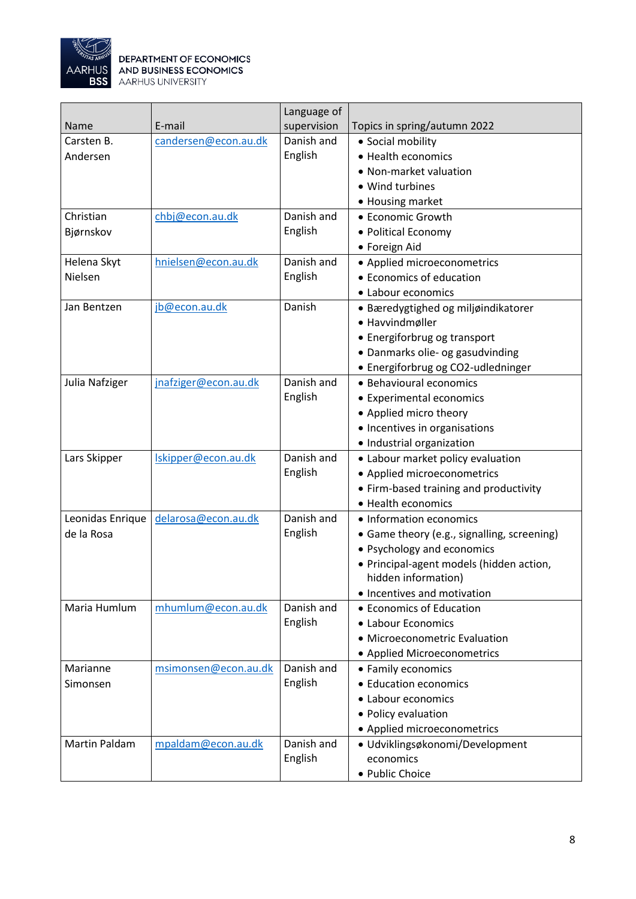DEPARTMENT OF ECONOMICS AND BUSINESS ECONOMICS
AARHUS UNIVERSITY

| Name | E-mail | Language of supervision | Topics in spring/autumn 2022 |
|---|---|---|---|
| Carsten B. Andersen | candersen@econ.au.dk | Danish and English | • Social mobility<br>• Health economics<br>• Non-market valuation<br>• Wind turbines<br>• Housing market |
| Christian Bjørnskov | chbj@econ.au.dk | Danish and English | • Economic Growth<br>• Political Economy<br>• Foreign Aid |
| Helena Skyt Nielsen | hnielsen@econ.au.dk | Danish and English | • Applied microeconometrics<br>• Economics of education<br>• Labour economics |
| Jan Bentzen | jb@econ.au.dk | Danish | • Bæredygtighed og miljøindikatorer<br>• Havvindmøller<br>• Energiforbrug og transport<br>• Danmarks olie- og gasudvinding<br>• Energiforbrug og CO2-udledninger |
| Julia Nafziger | jnafziger@econ.au.dk | Danish and English | • Behavioural economics<br>• Experimental economics<br>• Applied micro theory<br>• Incentives in organisations<br>• Industrial organization |
| Lars Skipper | lskipper@econ.au.dk | Danish and English | • Labour market policy evaluation<br>• Applied microeconometrics<br>• Firm-based training and productivity<br>• Health economics |
| Leonidas Enrique de la Rosa | delarosa@econ.au.dk | Danish and English | • Information economics<br>• Game theory (e.g., signalling, screening)<br>• Psychology and economics<br>• Principal-agent models (hidden action, hidden information)<br>• Incentives and motivation |
| Maria Humlum | mhumlum@econ.au.dk | Danish and English | • Economics of Education<br>• Labour Economics<br>• Microeconometric Evaluation<br>• Applied Microeconometrics |
| Marianne Simonsen | msimonsen@econ.au.dk | Danish and English | • Family economics<br>• Education economics<br>• Labour economics<br>• Policy evaluation<br>• Applied microeconometrics |
| Martin Paldam | mpaldam@econ.au.dk | Danish and English | • Udviklingsøkonomi/Development economics<br>• Public Choice |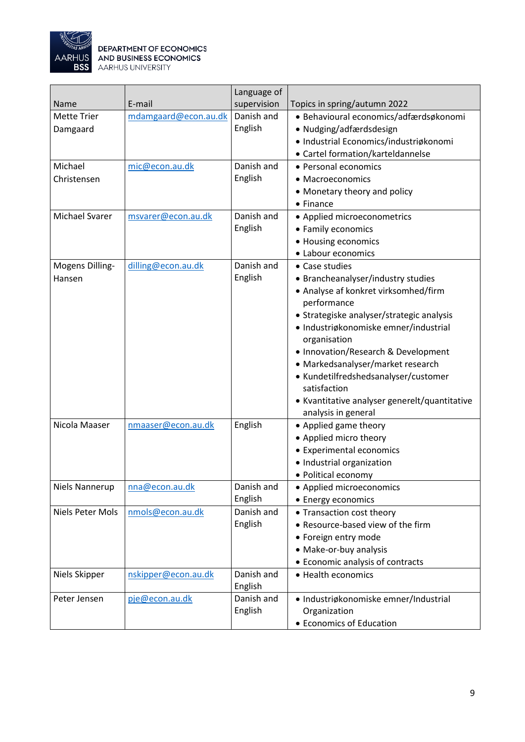| Name | E-mail | Language of supervision | Topics in spring/autumn 2022 |
|---|---|---|---|
| Mette Trier Damgaard | mdamgaard@econ.au.dk | Danish and English | • Behavioural economics/adfærdsøkonomi<br>• Nudging/adfærdsdesign<br>• Industrial Economics/industriøkonomi<br>• Cartel formation/karteldannelse |
| Michael Christensen | mic@econ.au.dk | Danish and English | • Personal economics<br>• Macroeconomics<br>• Monetary theory and policy<br>• Finance |
| Michael Svarer | msvarer@econ.au.dk | Danish and English | • Applied microeconometrics<br>• Family economics<br>• Housing economics<br>• Labour economics |
| Mogens Dilling-Hansen | dilling@econ.au.dk | Danish and English | • Case studies<br>• Brancheanalyser/industry studies<br>• Analyse af konkret virksomhed/firm performance<br>• Strategiske analyser/strategic analysis<br>• Industriøkonomiske emner/industrial organisation<br>• Innovation/Research & Development<br>• Markedsanalyser/market research<br>• Kundetilfredshedsanalyser/customer satisfaction<br>• Kvantitative analyser generelt/quantitative analysis in general |
| Nicola Maaser | nmaaser@econ.au.dk | English | • Applied game theory<br>• Applied micro theory<br>• Experimental economics<br>• Industrial organization<br>• Political economy |
| Niels Nannerup | nna@econ.au.dk | Danish and English | • Applied microeconomics<br>• Energy economics |
| Niels Peter Mols | nmols@econ.au.dk | Danish and English | • Transaction cost theory<br>• Resource-based view of the firm<br>• Foreign entry mode<br>• Make-or-buy analysis<br>• Economic analysis of contracts |
| Niels Skipper | nskipper@econ.au.dk | Danish and English | • Health economics |
| Peter Jensen | pje@econ.au.dk | Danish and English | • Industriøkonomiske emner/Industrial Organization<br>• Economics of Education |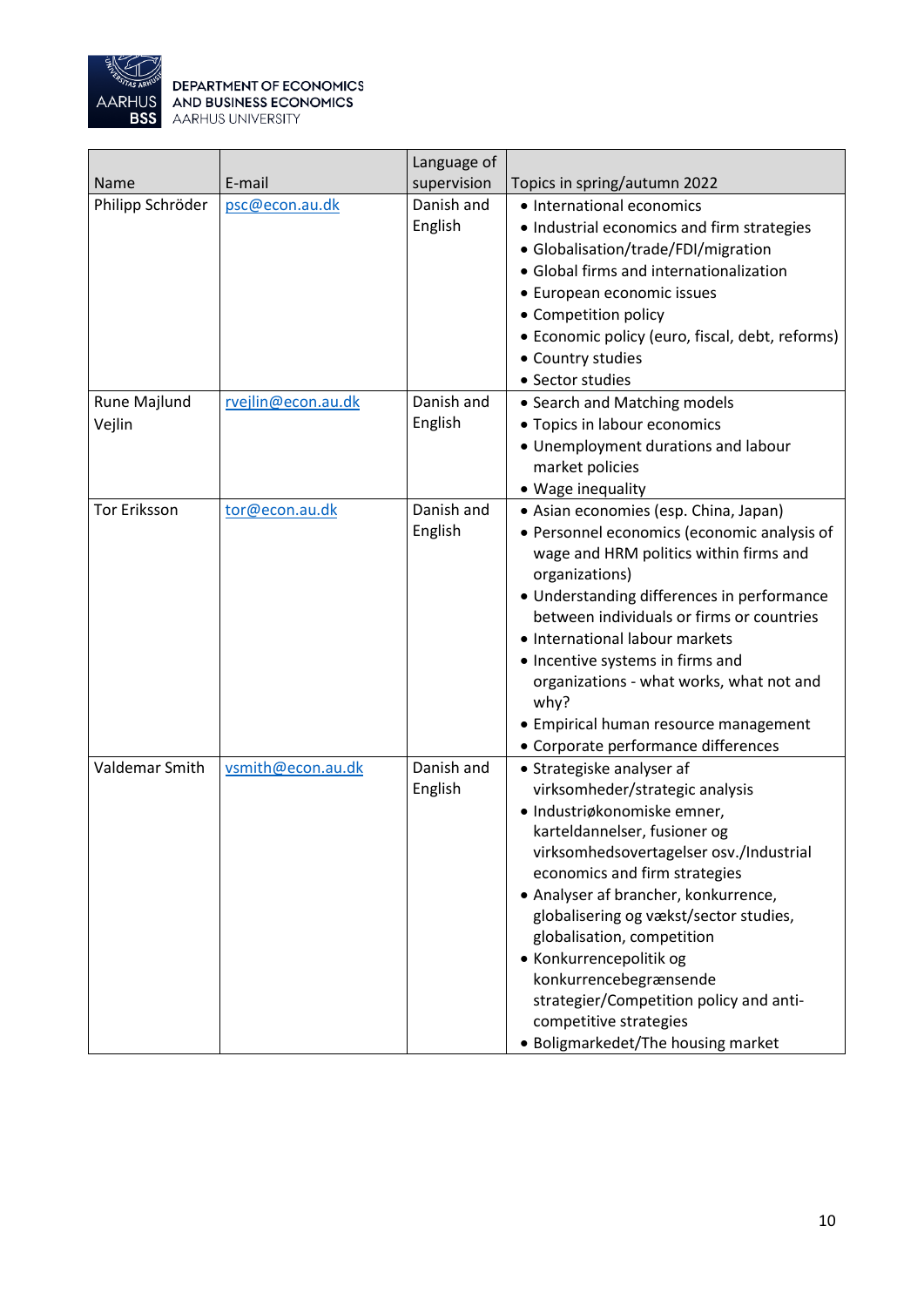| Name | E-mail | Language of supervision | Topics in spring/autumn 2022 |
|---|---|---|---|
| Philipp Schröder | psc@econ.au.dk | Danish and English | • International economics<br>• Industrial economics and firm strategies<br>• Globalisation/trade/FDI/migration<br>• Global firms and internationalization<br>• European economic issues<br>• Competition policy<br>• Economic policy (euro, fiscal, debt, reforms)<br>• Country studies<br>• Sector studies |
| Rune Majlund Vejlin | rvejlin@econ.au.dk | Danish and English | • Search and Matching models<br>• Topics in labour economics<br>• Unemployment durations and labour market policies<br>• Wage inequality |
| Tor Eriksson | tor@econ.au.dk | Danish and English | • Asian economies (esp. China, Japan)<br>• Personnel economics (economic analysis of wage and HRM politics within firms and organizations)<br>• Understanding differences in performance between individuals or firms or countries<br>• International labour markets<br>• Incentive systems in firms and organizations - what works, what not and why?<br>• Empirical human resource management<br>• Corporate performance differences |
| Valdemar Smith | vsmith@econ.au.dk | Danish and English | • Strategiske analyser af virksomheder/strategic analysis<br>• Industriøkonomiske emner, karteldannelser, fusioner og virksomhedsovertagelser osv./Industrial economics and firm strategies<br>• Analyser af brancher, konkurrence, globalisering og vækst/sector studies, globalisation, competition<br>• Konkurrencepolitik og konkurrencebegrænsende strategier/Competition policy and anti-competitive strategies<br>• Boligmarkedet/The housing market |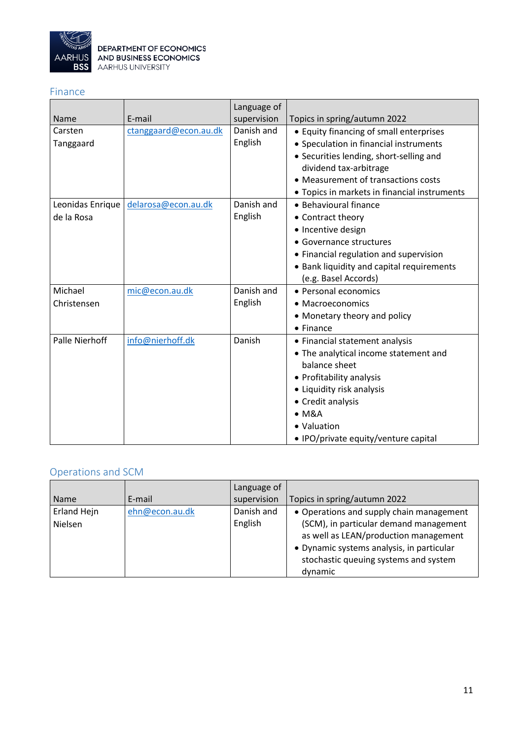DEPARTMENT OF ECONOMICS AND BUSINESS ECONOMICS
AARHUS UNIVERSITY

## Finance

| Name | E-mail | Language of supervision | Topics in spring/autumn 2022 |
|---|---|---|---|
| Carsten Tanggaard | ctanggaard@econ.au.dk | Danish and English | • Equity financing of small enterprises<br>• Speculation in financial instruments<br>• Securities lending, short-selling and dividend tax-arbitrage<br>• Measurement of transactions costs<br>• Topics in markets in financial instruments |
| Leonidas Enrique de la Rosa | delarosa@econ.au.dk | Danish and English | • Behavioural finance<br>• Contract theory<br>• Incentive design<br>• Governance structures<br>• Financial regulation and supervision<br>• Bank liquidity and capital requirements (e.g. Basel Accords) |
| Michael Christensen | mic@econ.au.dk | Danish and English | • Personal economics<br>• Macroeconomics<br>• Monetary theory and policy<br>• Finance |
| Palle Nierhoff | info@nierhoff.dk | Danish | • Financial statement analysis<br>• The analytical income statement and balance sheet<br>• Profitability analysis<br>• Liquidity risk analysis<br>• Credit analysis<br>• M&A<br>• Valuation<br>• IPO/private equity/venture capital |

## Operations and SCM

| Name | E-mail | Language of supervision | Topics in spring/autumn 2022 |
|---|---|---|---|
| Erland Hejn Nielsen | ehn@econ.au.dk | Danish and English | • Operations and supply chain management (SCM), in particular demand management as well as LEAN/production management<br>• Dynamic systems analysis, in particular stochastic queuing systems and system dynamic |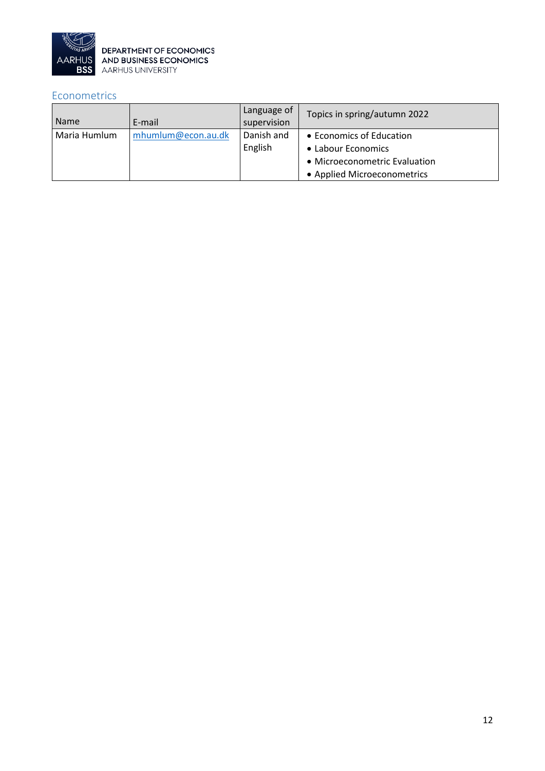## Econometrics

| Name | E-mail | Language of supervision | Topics in spring/autumn 2022 |
|---|---|---|---|
| Maria Humlum | mhumlum@econ.au.dk | Danish and English | • Economics of Education<br>• Labour Economics<br>• Microeconometric Evaluation<br>• Applied Microeconometrics |